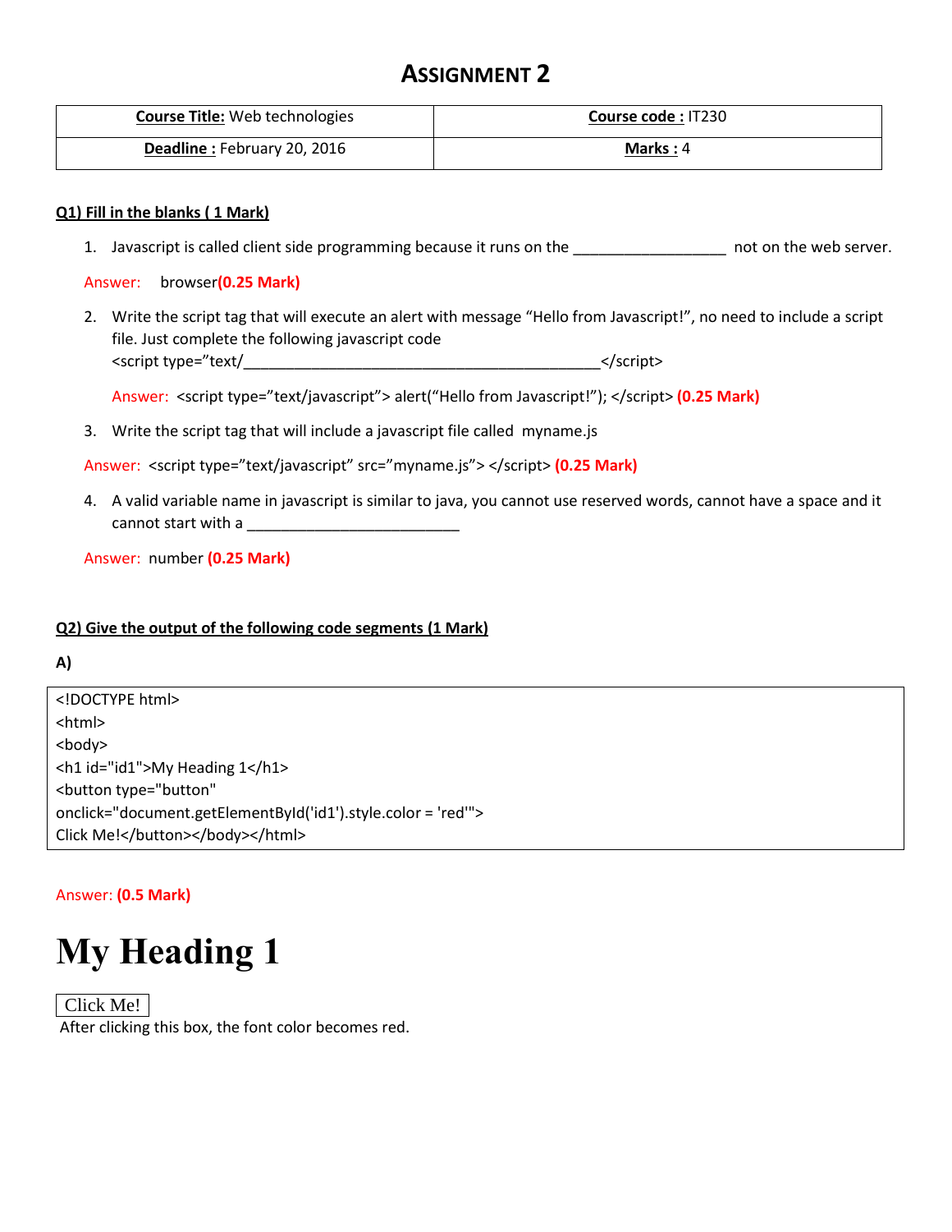# ASSIGNMENT 2

| **Course Title:** Web technologies | **Course code :** IT230 |
|---|---|
| **Deadline :** February 20, 2016 | **Marks :** 4 |

## Q1) Fill in the blanks ( 1 Mark)

1. Javascript is called client side programming because it runs on the __________________ not on the web server.

Answer: browser**(0.25 Mark)**

2. Write the script tag that will execute an alert with message “Hello from Javascript!”, no need to include a script file. Just complete the following javascript code
   <script type=”text/__________________________________________</script>

   Answer: <script type=”text/javascript”> alert(“Hello from Javascript!”); </script> **(0.25 Mark)**

3. Write the script tag that will include a javascript file called myname.js

Answer: <script type=”text/javascript” src=”myname.js”> </script> **(0.25 Mark)**

4. A valid variable name in javascript is similar to java, you cannot use reserved words, cannot have a space and it cannot start with a _________________________

Answer: number **(0.25 Mark)**

## Q2) Give the output of the following code segments (1 Mark)

**A)**

```
<!DOCTYPE html>
<html>
<body>
<h1 id="id1">My Heading 1</h1>
<button type="button"
onclick="document.getElementById('id1').style.color = 'red'">
Click Me!</button></body></html>
```

Answer: **(0.5 Mark)**

# My Heading 1

Click Me!

After clicking this box, the font color becomes red.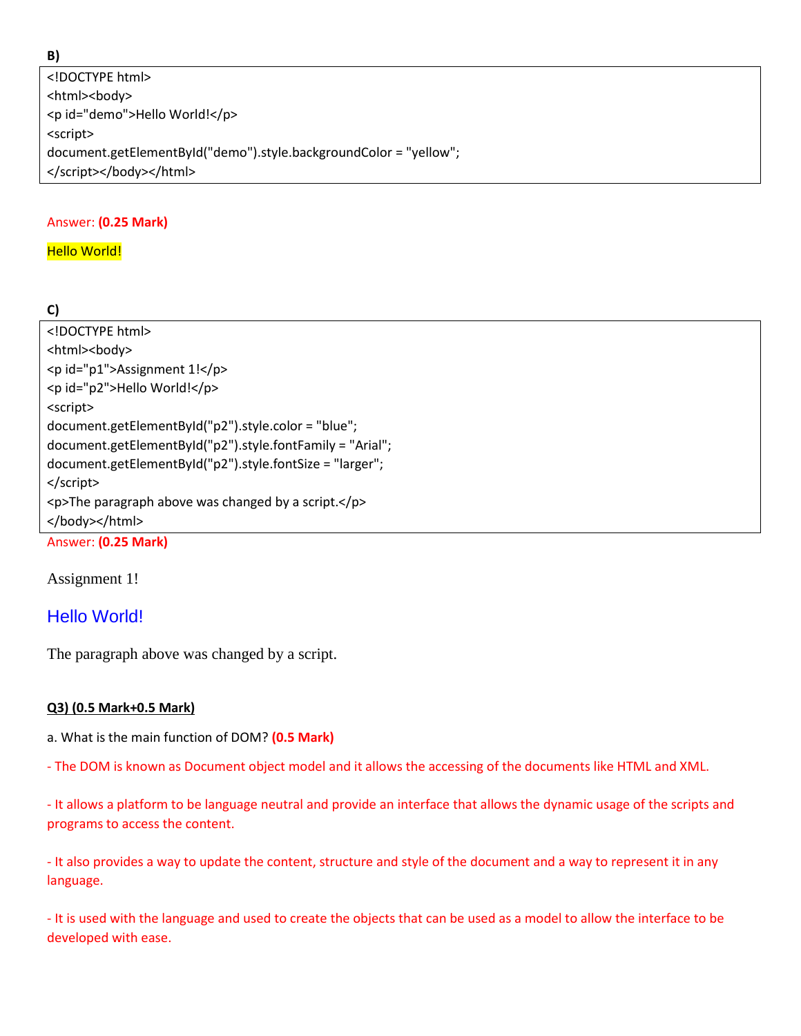**B)**

```
<!DOCTYPE html>
<html><body>
<p id="demo">Hello World!</p>
<script>
document.getElementById("demo").style.backgroundColor = "yellow";
</script></body></html>
```

Answer: **(0.25 Mark)**

Hello World!

**C)**

```
<!DOCTYPE html>
<html><body>
<p id="p1">Assignment 1!</p>
<p id="p2">Hello World!</p>
<script>
document.getElementById("p2").style.color = "blue";
document.getElementById("p2").style.fontFamily = "Arial";
document.getElementById("p2").style.fontSize = "larger";
</script>
<p>The paragraph above was changed by a script.</p>
</body></html>
```

Answer: **(0.25 Mark)**

Assignment 1!

Hello World!

The paragraph above was changed by a script.

**Q3) (0.5 Mark+0.5 Mark)**

a. What is the main function of DOM? **(0.5 Mark)**

- The DOM is known as Document object model and it allows the accessing of the documents like HTML and XML.

- It allows a platform to be language neutral and provide an interface that allows the dynamic usage of the scripts and programs to access the content.

- It also provides a way to update the content, structure and style of the document and a way to represent it in any language.

- It is used with the language and used to create the objects that can be used as a model to allow the interface to be developed with ease.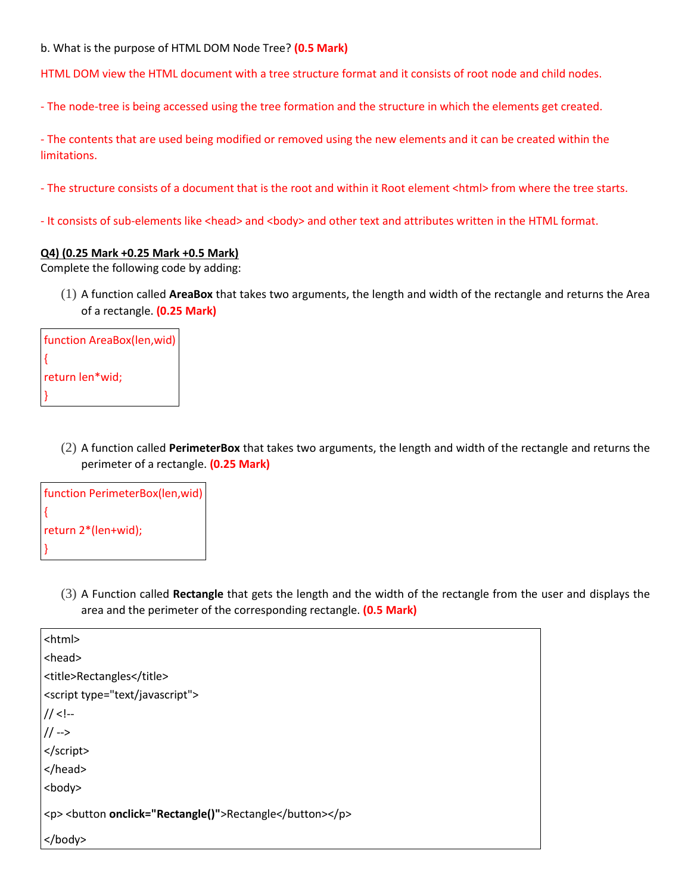b. What is the purpose of HTML DOM Node Tree? **(0.5 Mark)**

HTML DOM view the HTML document with a tree structure format and it consists of root node and child nodes.

- The node-tree is being accessed using the tree formation and the structure in which the elements get created.

- The contents that are used being modified or removed using the new elements and it can be created within the limitations.

- The structure consists of a document that is the root and within it Root element <html> from where the tree starts.

- It consists of sub-elements like <head> and <body> and other text and attributes written in the HTML format.

**Q4) (0.25 Mark +0.25 Mark +0.5 Mark)**

Complete the following code by adding:

(1) A function called **AreaBox** that takes two arguments, the length and width of the rectangle and returns the Area of a rectangle. **(0.25 Mark)**

```
function AreaBox(len,wid)
{
return len*wid;
}
```

(2) A function called **PerimeterBox** that takes two arguments, the length and width of the rectangle and returns the perimeter of a rectangle. **(0.25 Mark)**

```
function PerimeterBox(len,wid)
{
return 2*(len+wid);
}
```

(3) A Function called **Rectangle** that gets the length and the width of the rectangle from the user and displays the area and the perimeter of the corresponding rectangle. **(0.5 Mark)**

```
<html>
<head>
<title>Rectangles</title>
<script type="text/javascript">
// <!--
// -->
</script>
</head>
<body>
<p> <button onclick="Rectangle()">Rectangle</button></p>
</body>
```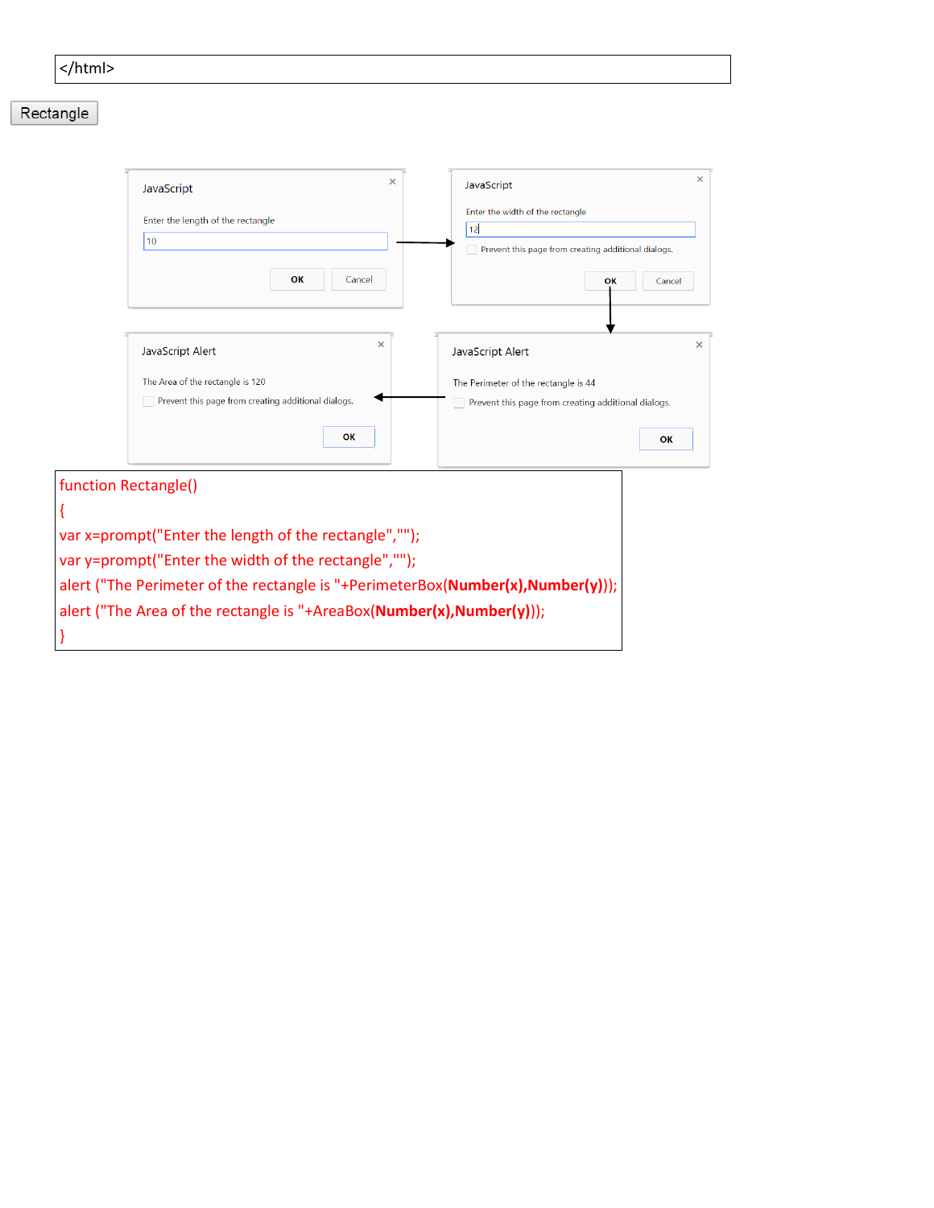```
</html>
```

Rectangle

JavaScript

Enter the length of the rectangle

10

OK Cancel

JavaScript

Enter the width of the rectangle

12

Prevent this page from creating additional dialogs.

OK Cancel

JavaScript Alert

The Perimeter of the rectangle is 44

Prevent this page from creating additional dialogs.

OK

JavaScript Alert

The Area of the rectangle is 120

Prevent this page from creating additional dialogs.

OK

```
function Rectangle()
{
var x=prompt("Enter the length of the rectangle","");
var y=prompt("Enter the width of the rectangle","");
alert ("The Perimeter of the rectangle is "+PerimeterBox(Number(x),Number(y)));
alert ("The Area of the rectangle is "+AreaBox(Number(x),Number(y)));
}
```